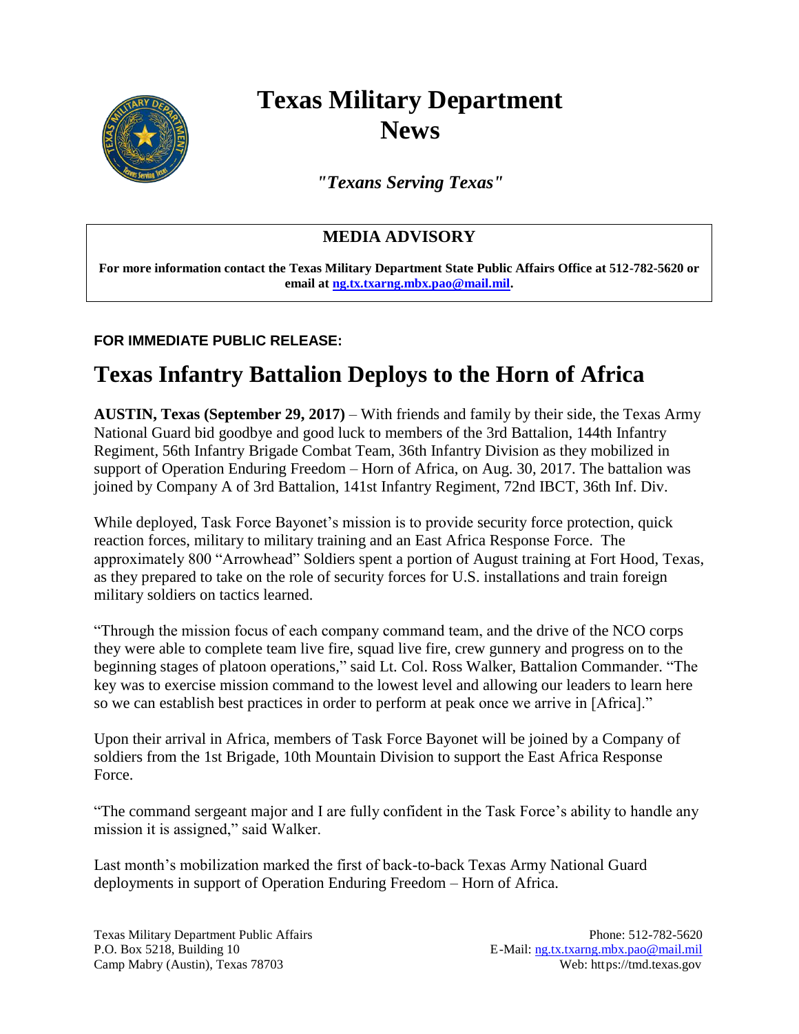# Texas Military Department News

*"Texans Serving Texas"*

**MEDIA ADVISORY**

**For more information contact the Texas Military Department State Public Affairs Office at 512-782-5620 or email at ng.tx.txarng.mbx.pao@mail.mil.**

**FOR IMMEDIATE PUBLIC RELEASE:**

## Texas Infantry Battalion Deploys to the Horn of Africa

**AUSTIN, Texas (September 29, 2017)** – With friends and family by their side, the Texas Army National Guard bid goodbye and good luck to members of the 3rd Battalion, 144th Infantry Regiment, 56th Infantry Brigade Combat Team, 36th Infantry Division as they mobilized in support of Operation Enduring Freedom – Horn of Africa, on Aug. 30, 2017. The battalion was joined by Company A of 3rd Battalion, 141st Infantry Regiment, 72nd IBCT, 36th Inf. Div.

While deployed, Task Force Bayonet's mission is to provide security force protection, quick reaction forces, military to military training and an East Africa Response Force. The approximately 800 "Arrowhead" Soldiers spent a portion of August training at Fort Hood, Texas, as they prepared to take on the role of security forces for U.S. installations and train foreign military soldiers on tactics learned.

"Through the mission focus of each company command team, and the drive of the NCO corps they were able to complete team live fire, squad live fire, crew gunnery and progress on to the beginning stages of platoon operations," said Lt. Col. Ross Walker, Battalion Commander. "The key was to exercise mission command to the lowest level and allowing our leaders to learn here so we can establish best practices in order to perform at peak once we arrive in [Africa]."

Upon their arrival in Africa, members of Task Force Bayonet will be joined by a Company of soldiers from the 1st Brigade, 10th Mountain Division to support the East Africa Response Force.

"The command sergeant major and I are fully confident in the Task Force's ability to handle any mission it is assigned," said Walker.

Last month's mobilization marked the first of back-to-back Texas Army National Guard deployments in support of Operation Enduring Freedom – Horn of Africa.

Texas Military Department Public Affairs
P.O. Box 5218, Building 10
Camp Mabry (Austin), Texas 78703

Phone: 512-782-5620
E-Mail: ng.tx.txarng.mbx.pao@mail.mil
Web: https://tmd.texas.gov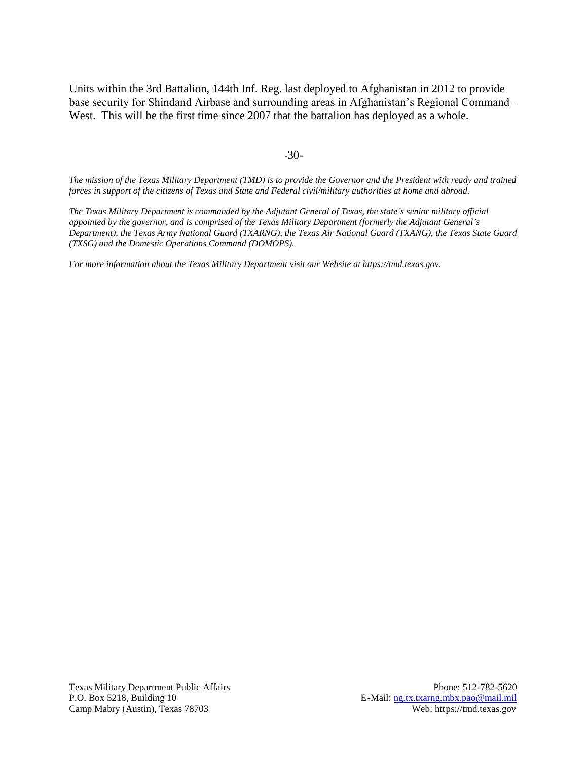Units within the 3rd Battalion, 144th Inf. Reg. last deployed to Afghanistan in 2012 to provide base security for Shindand Airbase and surrounding areas in Afghanistan's Regional Command – West. This will be the first time since 2007 that the battalion has deployed as a whole.

-30-

*The mission of the Texas Military Department (TMD) is to provide the Governor and the President with ready and trained forces in support of the citizens of Texas and State and Federal civil/military authorities at home and abroad.*

*The Texas Military Department is commanded by the Adjutant General of Texas, the state's senior military official appointed by the governor, and is comprised of the Texas Military Department (formerly the Adjutant General's Department), the Texas Army National Guard (TXARNG), the Texas Air National Guard (TXANG), the Texas State Guard (TXSG) and the Domestic Operations Command (DOMOPS).*

*For more information about the Texas Military Department visit our Website at https://tmd.texas.gov.*

Texas Military Department Public Affairs
P.O. Box 5218, Building 10
Camp Mabry (Austin), Texas 78703

Phone: 512-782-5620
E-Mail: ng.tx.txarng.mbx.pao@mail.mil
Web: https://tmd.texas.gov